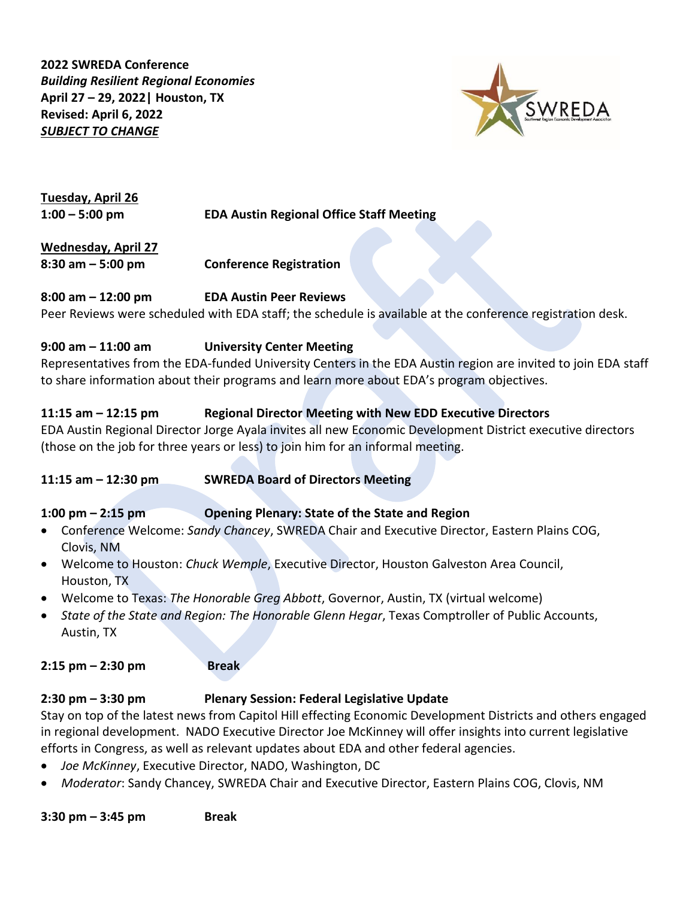**2022 SWREDA Conference**
***Building Resilient Regional Economies***
**April 27 – 29, 2022| Houston, TX**
**Revised: April 6, 2022**
***SUBJECT TO CHANGE***

**Tuesday, April 26**

**1:00 – 5:00 pm** **EDA Austin Regional Office Staff Meeting**

**Wednesday, April 27**

**8:30 am – 5:00 pm** **Conference Registration**

**8:00 am – 12:00 pm** **EDA Austin Peer Reviews**
Peer Reviews were scheduled with EDA staff; the schedule is available at the conference registration desk.

**9:00 am – 11:00 am** **University Center Meeting**
Representatives from the EDA-funded University Centers in the EDA Austin region are invited to join EDA staff to share information about their programs and learn more about EDA's program objectives.

**11:15 am – 12:15 pm** **Regional Director Meeting with New EDD Executive Directors**
EDA Austin Regional Director Jorge Ayala invites all new Economic Development District executive directors (those on the job for three years or less) to join him for an informal meeting.

**11:15 am – 12:30 pm** **SWREDA Board of Directors Meeting**

**1:00 pm – 2:15 pm** **Opening Plenary: State of the State and Region**

- Conference Welcome: *Sandy Chancey*, SWREDA Chair and Executive Director, Eastern Plains COG, Clovis, NM
- Welcome to Houston: *Chuck Wemple*, Executive Director, Houston Galveston Area Council, Houston, TX
- Welcome to Texas: *The Honorable Greg Abbott*, Governor, Austin, TX (virtual welcome)
- *State of the State and Region: The Honorable Glenn Hegar*, Texas Comptroller of Public Accounts, Austin, TX

**2:15 pm – 2:30 pm** **Break**

**2:30 pm – 3:30 pm** **Plenary Session: Federal Legislative Update**
Stay on top of the latest news from Capitol Hill effecting Economic Development Districts and others engaged in regional development. NADO Executive Director Joe McKinney will offer insights into current legislative efforts in Congress, as well as relevant updates about EDA and other federal agencies.

- *Joe McKinney*, Executive Director, NADO, Washington, DC
- *Moderator*: Sandy Chancey, SWREDA Chair and Executive Director, Eastern Plains COG, Clovis, NM

**3:30 pm – 3:45 pm** **Break**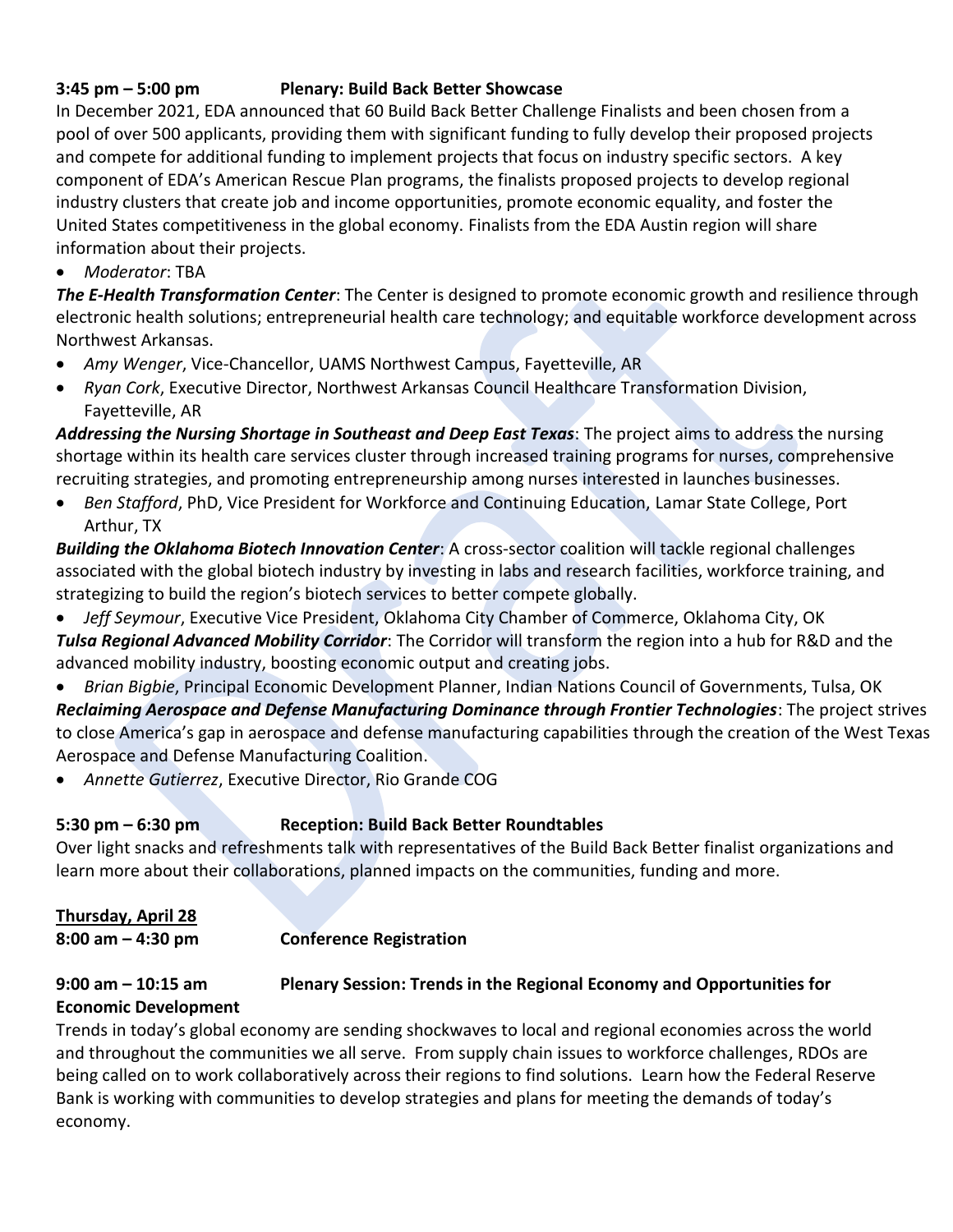**3:45 pm – 5:00 pm Plenary: Build Back Better Showcase**

In December 2021, EDA announced that 60 Build Back Better Challenge Finalists and been chosen from a pool of over 500 applicants, providing them with significant funding to fully develop their proposed projects and compete for additional funding to implement projects that focus on industry specific sectors. A key component of EDA's American Rescue Plan programs, the finalists proposed projects to develop regional industry clusters that create job and income opportunities, promote economic equality, and foster the United States competitiveness in the global economy. Finalists from the EDA Austin region will share information about their projects.

- *Moderator*: TBA

***The E-Health Transformation Center***: The Center is designed to promote economic growth and resilience through electronic health solutions; entrepreneurial health care technology; and equitable workforce development across Northwest Arkansas.

- *Amy Wenger*, Vice-Chancellor, UAMS Northwest Campus, Fayetteville, AR
- *Ryan Cork*, Executive Director, Northwest Arkansas Council Healthcare Transformation Division, Fayetteville, AR

***Addressing the Nursing Shortage in Southeast and Deep East Texas***: The project aims to address the nursing shortage within its health care services cluster through increased training programs for nurses, comprehensive recruiting strategies, and promoting entrepreneurship among nurses interested in launches businesses.

- *Ben Stafford*, PhD, Vice President for Workforce and Continuing Education, Lamar State College, Port Arthur, TX

***Building the Oklahoma Biotech Innovation Center***: A cross-sector coalition will tackle regional challenges associated with the global biotech industry by investing in labs and research facilities, workforce training, and strategizing to build the region's biotech services to better compete globally.

- *Jeff Seymour*, Executive Vice President, Oklahoma City Chamber of Commerce, Oklahoma City, OK

***Tulsa Regional Advanced Mobility Corridor***: The Corridor will transform the region into a hub for R&D and the advanced mobility industry, boosting economic output and creating jobs.

- *Brian Bigbie*, Principal Economic Development Planner, Indian Nations Council of Governments, Tulsa, OK

***Reclaiming Aerospace and Defense Manufacturing Dominance through Frontier Technologies***: The project strives to close America's gap in aerospace and defense manufacturing capabilities through the creation of the West Texas Aerospace and Defense Manufacturing Coalition.

- *Annette Gutierrez*, Executive Director, Rio Grande COG

**5:30 pm – 6:30 pm Reception: Build Back Better Roundtables**

Over light snacks and refreshments talk with representatives of the Build Back Better finalist organizations and learn more about their collaborations, planned impacts on the communities, funding and more.

**Thursday, April 28**

**8:00 am – 4:30 pm Conference Registration**

**9:00 am – 10:15 am Plenary Session: Trends in the Regional Economy and Opportunities for Economic Development**

Trends in today's global economy are sending shockwaves to local and regional economies across the world and throughout the communities we all serve. From supply chain issues to workforce challenges, RDOs are being called on to work collaboratively across their regions to find solutions. Learn how the Federal Reserve Bank is working with communities to develop strategies and plans for meeting the demands of today's economy.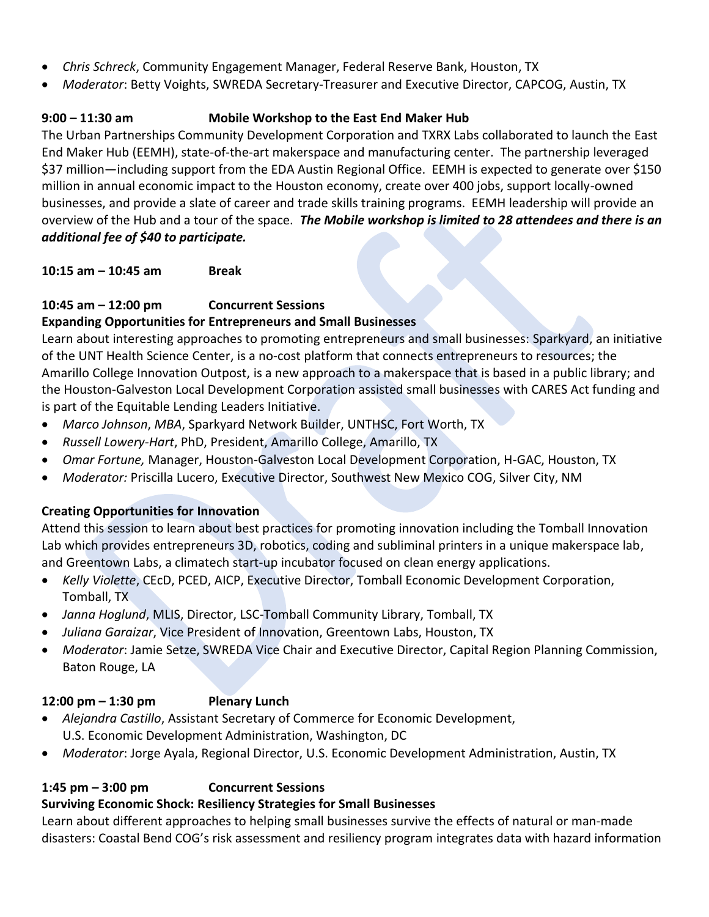- *Chris Schreck*, Community Engagement Manager, Federal Reserve Bank, Houston, TX
- *Moderator*: Betty Voights, SWREDA Secretary-Treasurer and Executive Director, CAPCOG, Austin, TX

**9:00 – 11:30 am Mobile Workshop to the East End Maker Hub**

The Urban Partnerships Community Development Corporation and TXRX Labs collaborated to launch the East End Maker Hub (EEMH), state-of-the-art makerspace and manufacturing center. The partnership leveraged $37 million—including support from the EDA Austin Regional Office. EEMH is expected to generate over $150 million in annual economic impact to the Houston economy, create over 400 jobs, support locally-owned businesses, and provide a slate of career and trade skills training programs. EEMH leadership will provide an overview of the Hub and a tour of the space. ***The Mobile workshop is limited to 28 attendees and there is an additional fee of $40 to participate.***

**10:15 am – 10:45 am Break**

**10:45 am – 12:00 pm Concurrent Sessions**

**Expanding Opportunities for Entrepreneurs and Small Businesses**

Learn about interesting approaches to promoting entrepreneurs and small businesses: Sparkyard, an initiative of the UNT Health Science Center, is a no-cost platform that connects entrepreneurs to resources; the Amarillo College Innovation Outpost, is a new approach to a makerspace that is based in a public library; and the Houston-Galveston Local Development Corporation assisted small businesses with CARES Act funding and is part of the Equitable Lending Leaders Initiative.

- *Marco Johnson*, *MBA*, Sparkyard Network Builder, UNTHSC, Fort Worth, TX
- *Russell Lowery-Hart*, PhD, President, Amarillo College, Amarillo, TX
- *Omar Fortune,* Manager, Houston-Galveston Local Development Corporation, H-GAC, Houston, TX
- *Moderator:* Priscilla Lucero, Executive Director, Southwest New Mexico COG, Silver City, NM

**Creating Opportunities for Innovation**

Attend this session to learn about best practices for promoting innovation including the Tomball Innovation Lab which provides entrepreneurs 3D, robotics, coding and subliminal printers in a unique makerspace lab, and Greentown Labs, a climatech start-up incubator focused on clean energy applications.

- *Kelly Violette*, CEcD, PCED, AICP, Executive Director, Tomball Economic Development Corporation, Tomball, TX
- *Janna Hoglund*, MLIS, Director, LSC-Tomball Community Library, Tomball, TX
- *Juliana Garaizar*, Vice President of Innovation, Greentown Labs, Houston, TX
- *Moderator*: Jamie Setze, SWREDA Vice Chair and Executive Director, Capital Region Planning Commission, Baton Rouge, LA

**12:00 pm – 1:30 pm Plenary Lunch**

- *Alejandra Castillo*, Assistant Secretary of Commerce for Economic Development, U.S. Economic Development Administration, Washington, DC
- *Moderator*: Jorge Ayala, Regional Director, U.S. Economic Development Administration, Austin, TX

**1:45 pm – 3:00 pm Concurrent Sessions**

**Surviving Economic Shock: Resiliency Strategies for Small Businesses**

Learn about different approaches to helping small businesses survive the effects of natural or man-made disasters: Coastal Bend COG's risk assessment and resiliency program integrates data with hazard information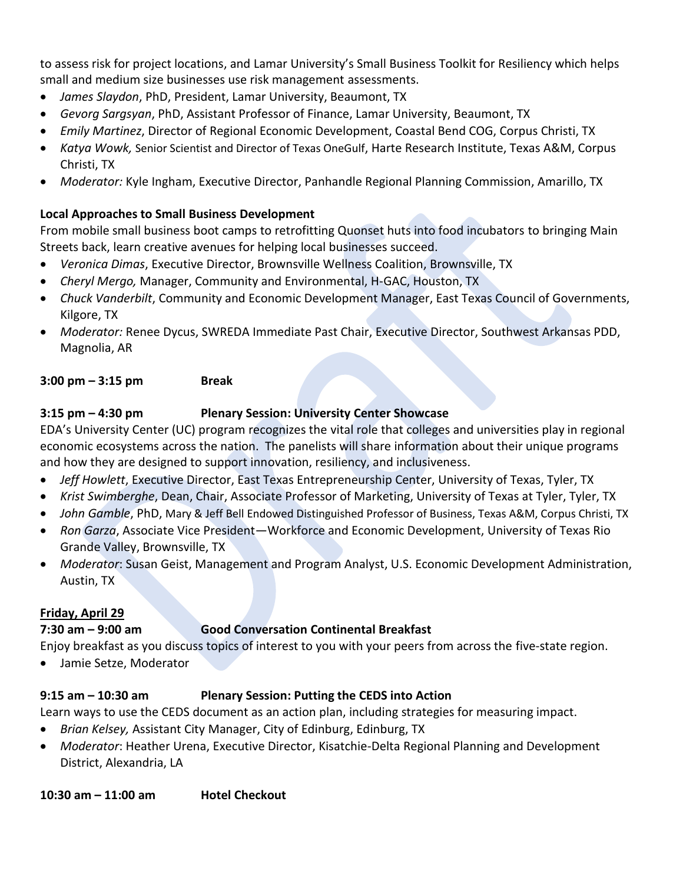to assess risk for project locations, and Lamar University's Small Business Toolkit for Resiliency which helps small and medium size businesses use risk management assessments.

- *James Slaydon*, PhD, President, Lamar University, Beaumont, TX
- *Gevorg Sargsyan*, PhD, Assistant Professor of Finance, Lamar University, Beaumont, TX
- *Emily Martinez*, Director of Regional Economic Development, Coastal Bend COG, Corpus Christi, TX
- *Katya Wowk,* Senior Scientist and Director of Texas OneGulf, Harte Research Institute, Texas A&M, Corpus Christi, TX
- *Moderator:* Kyle Ingham, Executive Director, Panhandle Regional Planning Commission, Amarillo, TX

**Local Approaches to Small Business Development**

From mobile small business boot camps to retrofitting Quonset huts into food incubators to bringing Main Streets back, learn creative avenues for helping local businesses succeed.

- *Veronica Dimas*, Executive Director, Brownsville Wellness Coalition, Brownsville, TX
- *Cheryl Mergo,* Manager, Community and Environmental, H-GAC, Houston, TX
- *Chuck Vanderbilt*, Community and Economic Development Manager, East Texas Council of Governments, Kilgore, TX
- *Moderator:* Renee Dycus, SWREDA Immediate Past Chair, Executive Director, Southwest Arkansas PDD, Magnolia, AR

**3:00 pm – 3:15 pm** **Break**

**3:15 pm – 4:30 pm** **Plenary Session: University Center Showcase**

EDA's University Center (UC) program recognizes the vital role that colleges and universities play in regional economic ecosystems across the nation. The panelists will share information about their unique programs and how they are designed to support innovation, resiliency, and inclusiveness.

- *Jeff Howlett*, Executive Director, East Texas Entrepreneurship Center, University of Texas, Tyler, TX
- *Krist Swimberghe*, Dean, Chair, Associate Professor of Marketing, University of Texas at Tyler, Tyler, TX
- *John Gamble*, PhD, Mary & Jeff Bell Endowed Distinguished Professor of Business, Texas A&M, Corpus Christi, TX
- *Ron Garza*, Associate Vice President—Workforce and Economic Development, University of Texas Rio Grande Valley, Brownsville, TX
- *Moderator*: Susan Geist, Management and Program Analyst, U.S. Economic Development Administration, Austin, TX

__**Friday, April 29**__

**7:30 am – 9:00 am** **Good Conversation Continental Breakfast**

Enjoy breakfast as you discuss topics of interest to you with your peers from across the five-state region.

- Jamie Setze, Moderator

**9:15 am – 10:30 am** **Plenary Session: Putting the CEDS into Action**

Learn ways to use the CEDS document as an action plan, including strategies for measuring impact.

- *Brian Kelsey,* Assistant City Manager, City of Edinburg, Edinburg, TX
- *Moderator*: Heather Urena, Executive Director, Kisatchie-Delta Regional Planning and Development District, Alexandria, LA

**10:30 am – 11:00 am** **Hotel Checkout**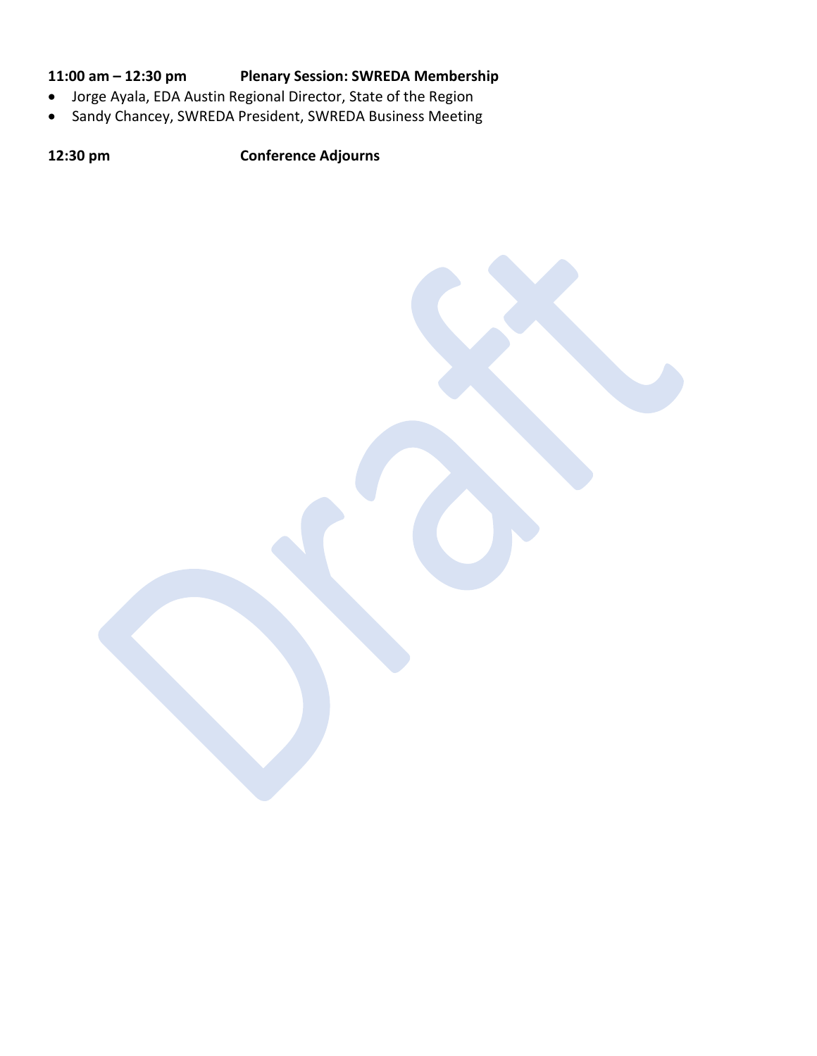**11:00 am – 12:30 pm Plenary Session: SWREDA Membership**

- Jorge Ayala, EDA Austin Regional Director, State of the Region
- Sandy Chancey, SWREDA President, SWREDA Business Meeting

**12:30 pm Conference Adjourns**